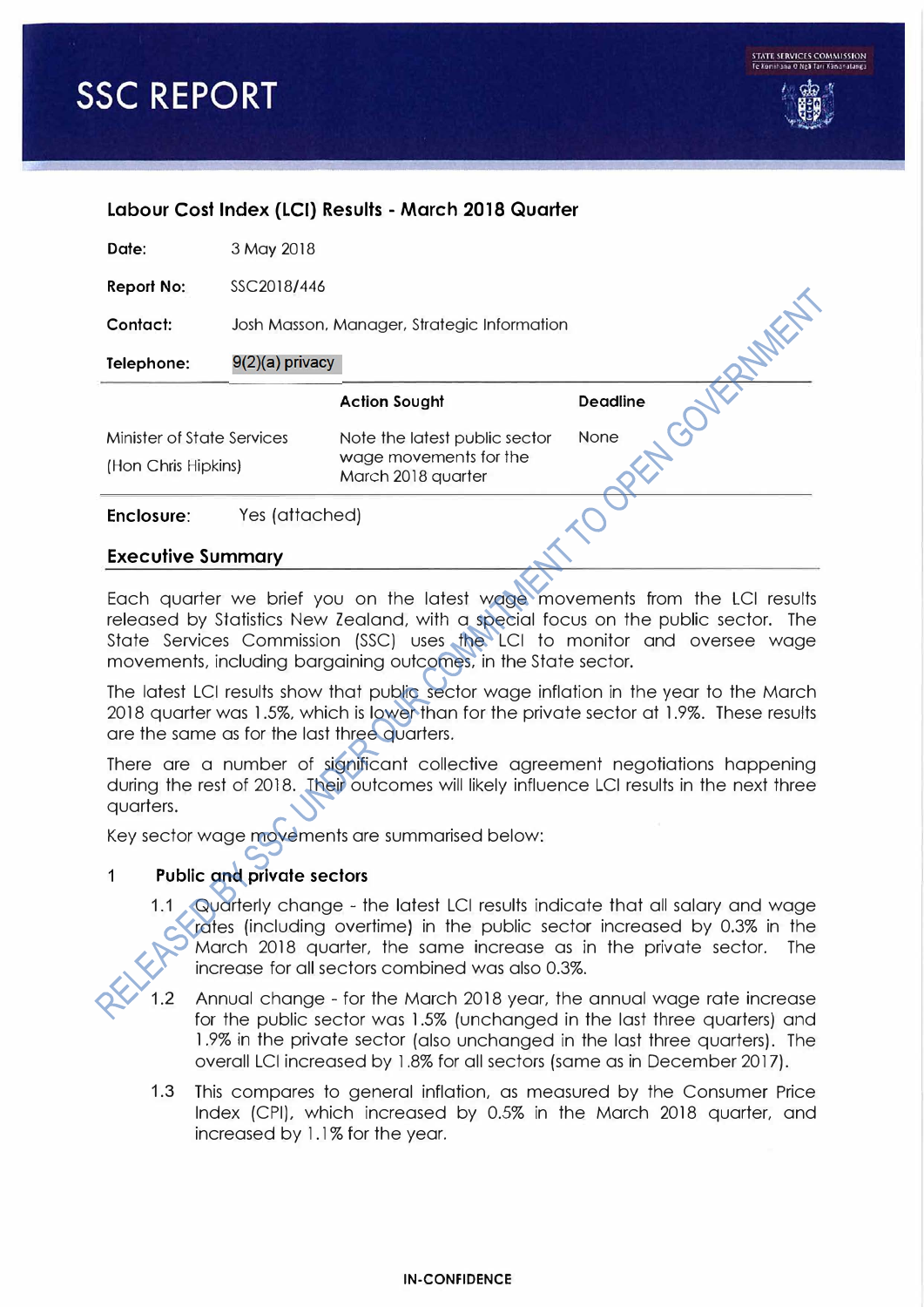# SSC REPORT

STATE SERVICES COMMISSION
Te Komihana O Ngā Tari Kāwanatanga

## Labour Cost Index (LCI) Results - March 2018 Quarter

**Date:** 3 May 2018

**Report No:** SSC2018/446

**Contact:** Josh Masson, Manager, Strategic Information

**Telephone:** 9(2)(a) privacy

| | Action Sought | Deadline |
|---|---|---|
| Minister of State Services (Hon Chris Hipkins) | Note the latest public sector wage movements for the March 2018 quarter | None |

**Enclosure:** Yes (attached)

RELEASED BY SSC UNDER OUR COMMITMENT TO OPEN GOVERNMENT

## Executive Summary

Each quarter we brief you on the latest wage movements from the LCI results released by Statistics New Zealand, with a special focus on the public sector. The State Services Commission (SSC) uses the LCI to monitor and oversee wage movements, including bargaining outcomes, in the State sector.

The latest LCI results show that public sector wage inflation in the year to the March 2018 quarter was 1.5%, which is lower than for the private sector at 1.9%. These results are the same as for the last three quarters.

There are a number of significant collective agreement negotiations happening during the rest of 2018. Their outcomes will likely influence LCI results in the next three quarters.

Key sector wage movements are summarised below:

1 **Public and private sectors**

1.1 Quarterly change - the latest LCI results indicate that all salary and wage rates (including overtime) in the public sector increased by 0.3% in the March 2018 quarter, the same increase as in the private sector. The increase for all sectors combined was also 0.3%.

1.2 Annual change - for the March 2018 year, the annual wage rate increase for the public sector was 1.5% (unchanged in the last three quarters) and 1.9% in the private sector (also unchanged in the last three quarters). The overall LCI increased by 1.8% for all sectors (same as in December 2017).

1.3 This compares to general inflation, as measured by the Consumer Price Index (CPI), which increased by 0.5% in the March 2018 quarter, and increased by 1.1% for the year.

IN-CONFIDENCE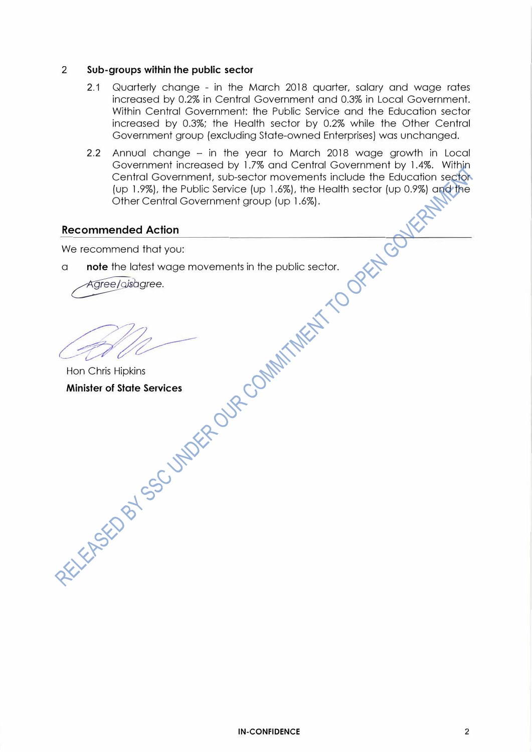2 **Sub-groups within the public sector**

2.1 Quarterly change - in the March 2018 quarter, salary and wage rates increased by 0.2% in Central Government and 0.3% in Local Government. Within Central Government: the Public Service and the Education sector increased by 0.3%; the Health sector by 0.2% while the Other Central Government group (excluding State-owned Enterprises) was unchanged.

2.2 Annual change – in the year to March 2018 wage growth in Local Government increased by 1.7% and Central Government by 1.4%. Within Central Government, sub-sector movements include the Education sector (up 1.9%), the Public Service (up 1.6%), the Health sector (up 0.9%) and the Other Central Government group (up 1.6%).

## Recommended Action

We recommend that you:

a **note** the latest wage movements in the public sector.

*Agree/disagree.*

Hon Chris Hipkins

**Minister of State Services**

RELEASED BY SSC UNDER OUR COMMITMENT TO OPEN GOVERNMENT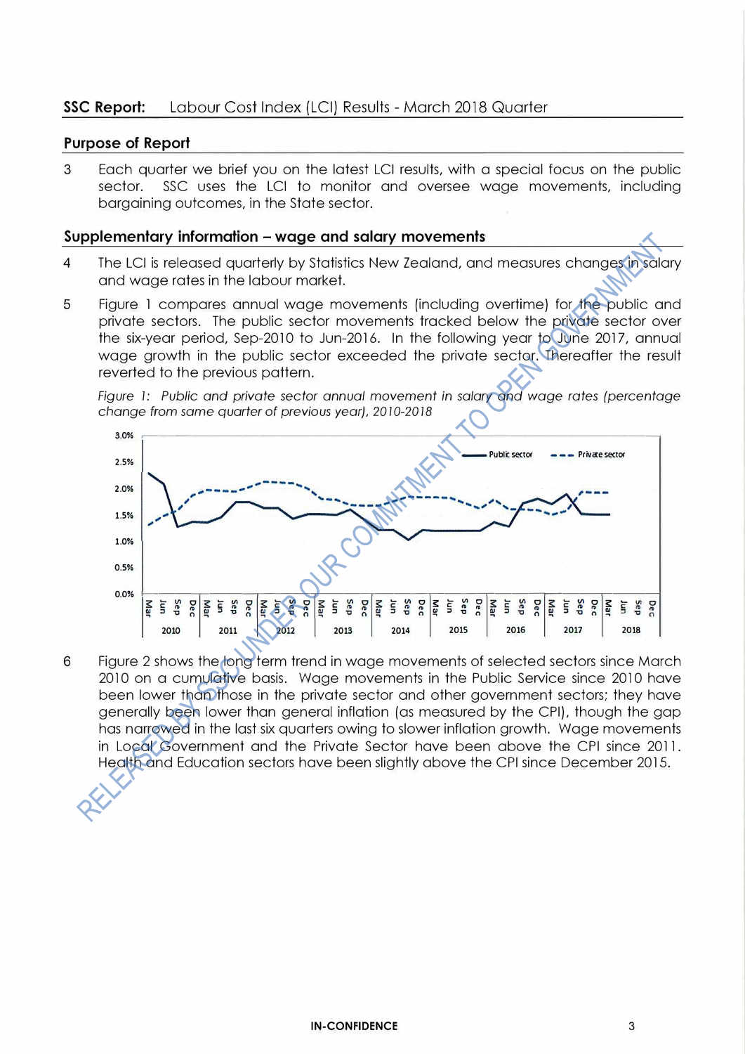**SSC Report:** Labour Cost Index (LCI) Results - March 2018 Quarter

## Purpose of Report

3 Each quarter we brief you on the latest LCI results, with a special focus on the public sector. SSC uses the LCI to monitor and oversee wage movements, including bargaining outcomes, in the State sector.

## Supplementary information – wage and salary movements

4 The LCI is released quarterly by Statistics New Zealand, and measures changes in salary and wage rates in the labour market.

5 Figure 1 compares annual wage movements (including overtime) for the public and private sectors. The public sector movements tracked below the private sector over the six-year period, Sep-2010 to Jun-2016. In the following year to June 2017, annual wage growth in the public sector exceeded the private sector. Thereafter the result reverted to the previous pattern.

*Figure 1: Public and private sector annual movement in salary and wage rates (percentage change from same quarter of previous year), 2010-2018*

3.0%
2.5%
2.0%
1.5%
1.0%
0.5%
0.0%

Public sector
Private sector

Mar Jun Sep Dec (2010), Mar Jun Sep Dec (2011), Mar Jun Sep Dec (2012), Mar Jun Sep Dec (2013), Mar Jun Sep Dec (2014), Mar Jun Sep Dec (2015), Mar Jun Sep Dec (2016), Mar Jun Sep Dec (2017), Mar Jun Sep Dec (2018)

6 Figure 2 shows the long term trend in wage movements of selected sectors since March 2010 on a cumulative basis. Wage movements in the Public Service since 2010 have been lower than those in the private sector and other government sectors; they have generally been lower than general inflation (as measured by the CPI), though the gap has narrowed in the last six quarters owing to slower inflation growth. Wage movements in Local Government and the Private Sector have been above the CPI since 2011. Health and Education sectors have been slightly above the CPI since December 2015.

IN-CONFIDENCE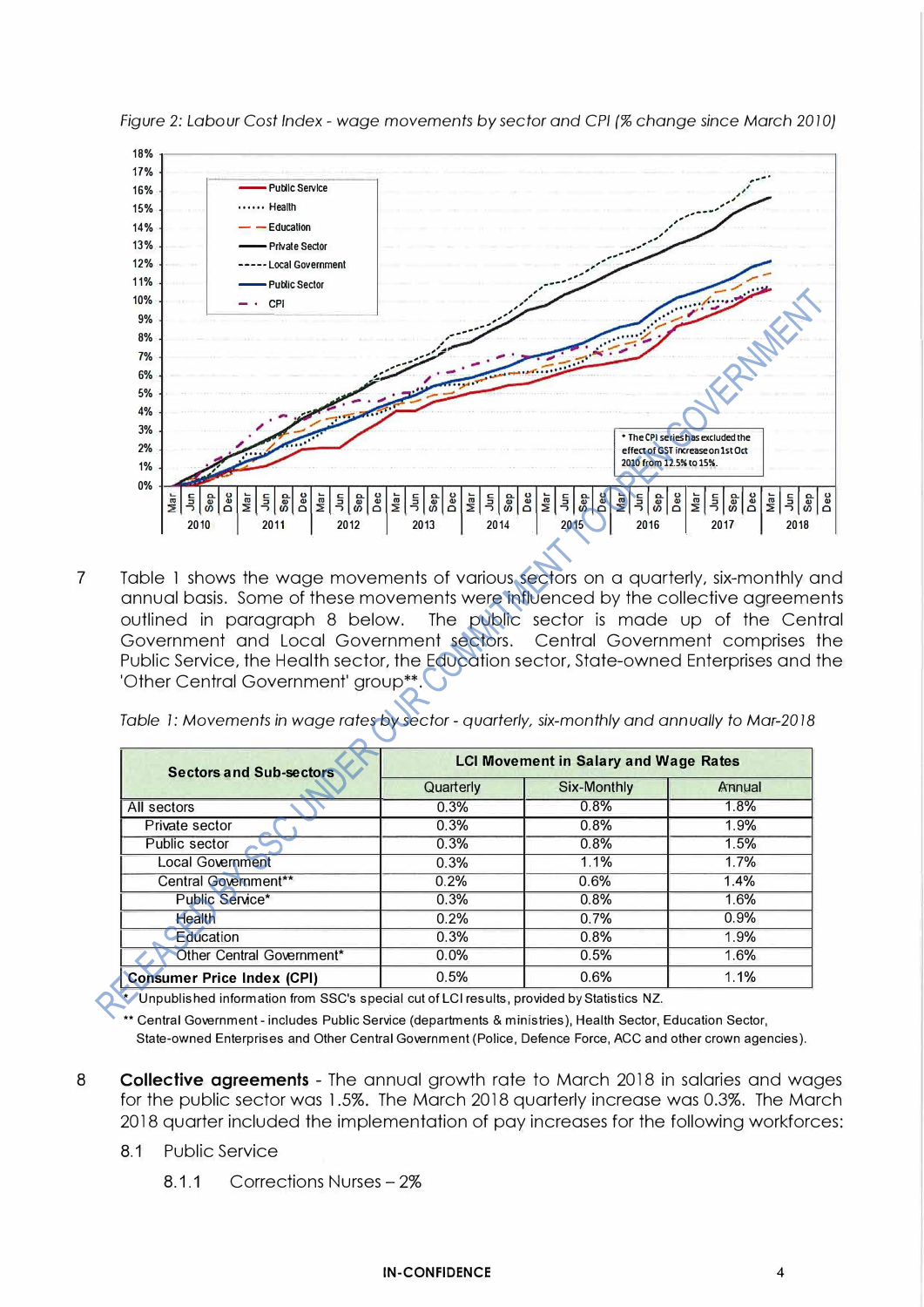*Figure 2: Labour Cost Index - wage movements by sector and CPI (% change since March 2010)*

7 Table 1 shows the wage movements of various sectors on a quarterly, six-monthly and annual basis. Some of these movements were influenced by the collective agreements outlined in paragraph 8 below. The public sector is made up of the Central Government and Local Government sectors. Central Government comprises the Public Service, the Health sector, the Education sector, State-owned Enterprises and the 'Other Central Government' group**.

*Table 1: Movements in wage rates by sector - quarterly, six-monthly and annually to Mar-2018*

| Sectors and Sub-sectors | LCI Movement in Salary and Wage Rates | | |
|---|---|---|---|
| | Quarterly | Six-Monthly | Annual |
| All sectors | 0.3% | 0.8% | 1.8% |
| Private sector | 0.3% | 0.8% | 1.9% |
| Public sector | 0.3% | 0.8% | 1.5% |
| Local Government | 0.3% | 1.1% | 1.7% |
| Central Government** | 0.2% | 0.6% | 1.4% |
| Public Service* | 0.3% | 0.8% | 1.6% |
| Health | 0.2% | 0.7% | 0.9% |
| Education | 0.3% | 0.8% | 1.9% |
| Other Central Government* | 0.0% | 0.5% | 1.6% |
| **Consumer Price Index (CPI)** | 0.5% | 0.6% | 1.1% |

\* Unpublished information from SSC's special cut of LCI results, provided by Statistics NZ.

\*\* Central Government - includes Public Service (departments & ministries), Health Sector, Education Sector, State-owned Enterprises and Other Central Government (Police, Defence Force, ACC and other crown agencies).

8 **Collective agreements** - The annual growth rate to March 2018 in salaries and wages for the public sector was 1.5%. The March 2018 quarterly increase was 0.3%. The March 2018 quarter included the implementation of pay increases for the following workforces:

8.1 Public Service

8.1.1 Corrections Nurses – 2%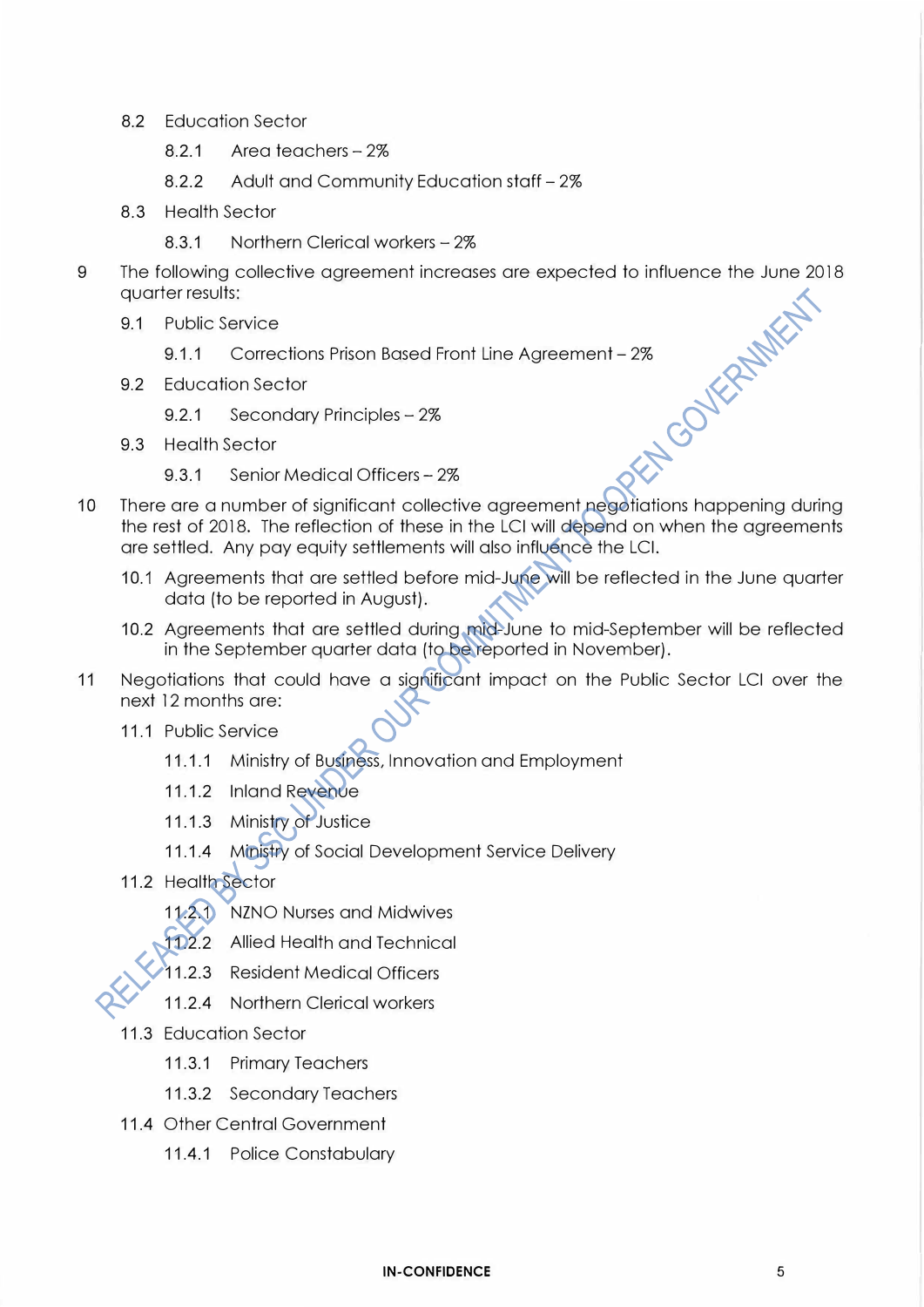- 8.2 Education Sector
  - 8.2.1 Area teachers – 2%
  - 8.2.2 Adult and Community Education staff – 2%
- 8.3 Health Sector
  - 8.3.1 Northern Clerical workers – 2%

9 The following collective agreement increases are expected to influence the June 2018 quarter results:

- 9.1 Public Service
  - 9.1.1 Corrections Prison Based Front Line Agreement – 2%
- 9.2 Education Sector
  - 9.2.1 Secondary Principles – 2%
- 9.3 Health Sector
  - 9.3.1 Senior Medical Officers – 2%

10 There are a number of significant collective agreement negotiations happening during the rest of 2018. The reflection of these in the LCI will depend on when the agreements are settled. Any pay equity settlements will also influence the LCI.

- 10.1 Agreements that are settled before mid-June will be reflected in the June quarter data (to be reported in August).
- 10.2 Agreements that are settled during mid-June to mid-September will be reflected in the September quarter data (to be reported in November).

11 Negotiations that could have a significant impact on the Public Sector LCI over the next 12 months are:

- 11.1 Public Service
  - 11.1.1 Ministry of Business, Innovation and Employment
  - 11.1.2 Inland Revenue
  - 11.1.3 Ministry of Justice
  - 11.1.4 Ministry of Social Development Service Delivery
- 11.2 Health Sector
  - 11.2.1 NZNO Nurses and Midwives
  - 11.2.2 Allied Health and Technical
  - 11.2.3 Resident Medical Officers
  - 11.2.4 Northern Clerical workers
- 11.3 Education Sector
  - 11.3.1 Primary Teachers
  - 11.3.2 Secondary Teachers
- 11.4 Other Central Government
  - 11.4.1 Police Constabulary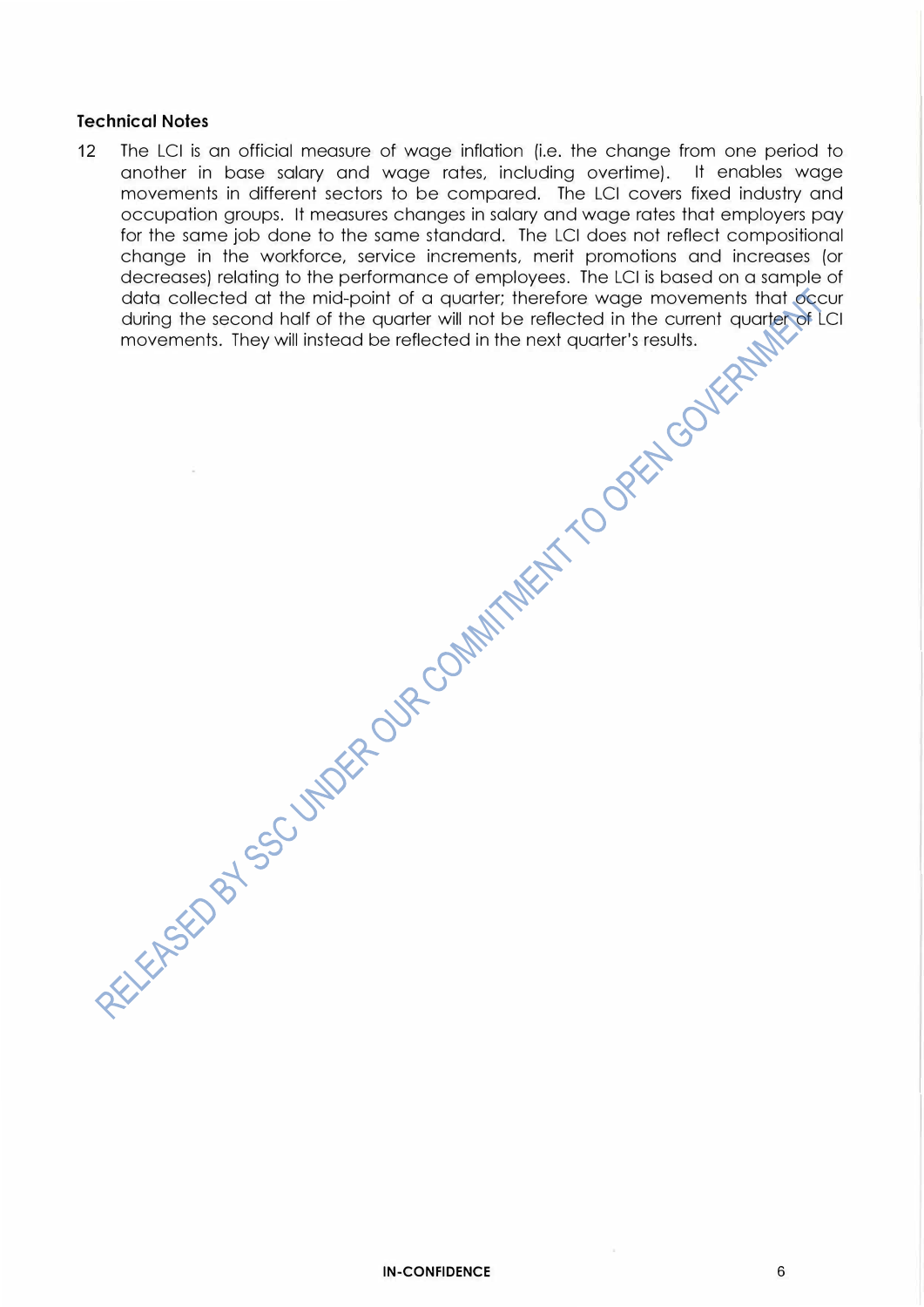**Technical Notes**

12 The LCI is an official measure of wage inflation (i.e. the change from one period to another in base salary and wage rates, including overtime). It enables wage movements in different sectors to be compared. The LCI covers fixed industry and occupation groups. It measures changes in salary and wage rates that employers pay for the same job done to the same standard. The LCI does not reflect compositional change in the workforce, service increments, merit promotions and increases (or decreases) relating to the performance of employees. The LCI is based on a sample of data collected at the mid-point of a quarter; therefore wage movements that occur during the second half of the quarter will not be reflected in the current quarter of LCI movements. They will instead be reflected in the next quarter's results.

RELEASED BY SSC UNDER OUR COMMITMENT TO OPEN GOVERNMENT

IN-CONFIDENCE